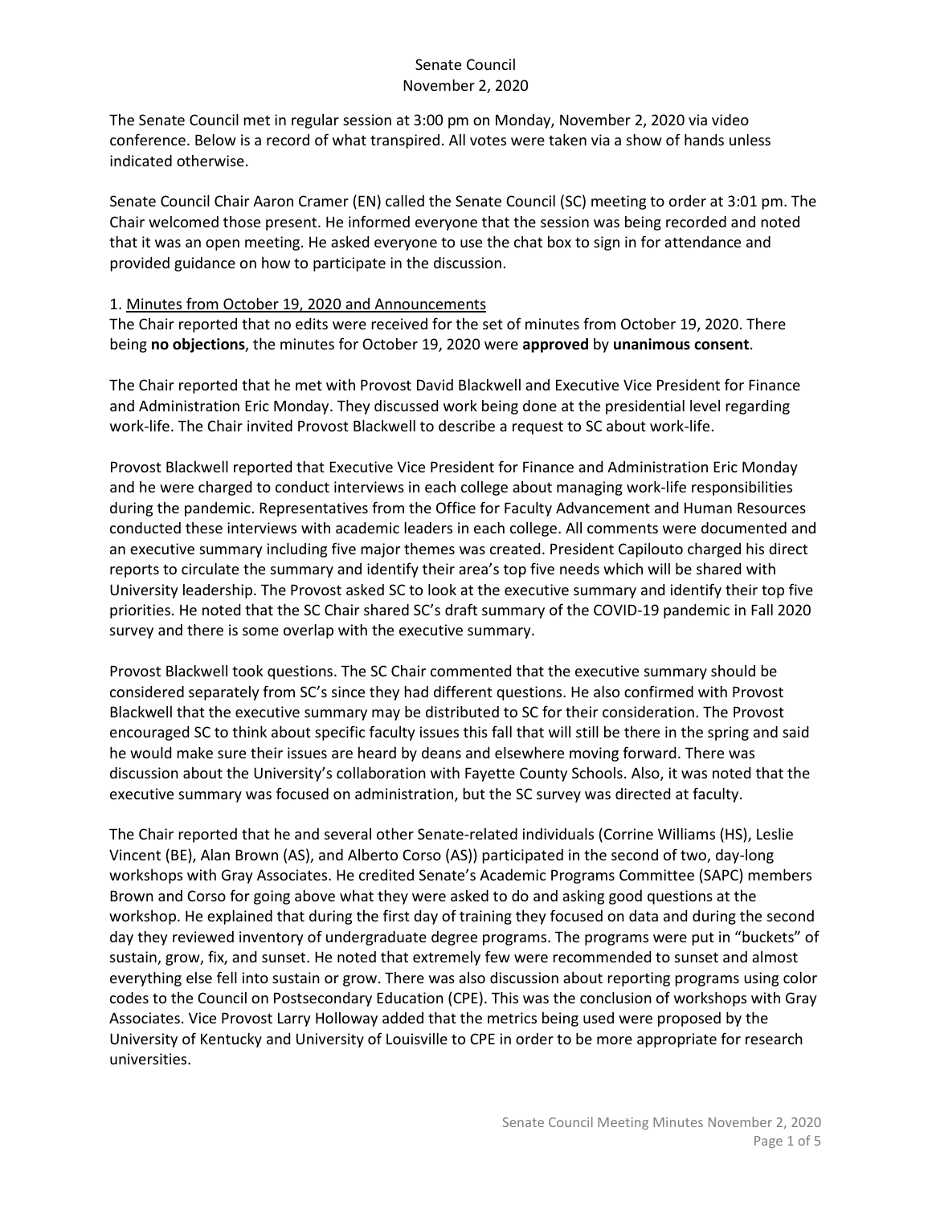# Senate Council
## November 2, 2020

The Senate Council met in regular session at 3:00 pm on Monday, November 2, 2020 via video conference. Below is a record of what transpired. All votes were taken via a show of hands unless indicated otherwise.

Senate Council Chair Aaron Cramer (EN) called the Senate Council (SC) meeting to order at 3:01 pm. The Chair welcomed those present. He informed everyone that the session was being recorded and noted that it was an open meeting. He asked everyone to use the chat box to sign in for attendance and provided guidance on how to participate in the discussion.

1. Minutes from October 19, 2020 and Announcements

The Chair reported that no edits were received for the set of minutes from October 19, 2020. There being **no objections**, the minutes for October 19, 2020 were **approved** by **unanimous consent**.

The Chair reported that he met with Provost David Blackwell and Executive Vice President for Finance and Administration Eric Monday. They discussed work being done at the presidential level regarding work-life. The Chair invited Provost Blackwell to describe a request to SC about work-life.

Provost Blackwell reported that Executive Vice President for Finance and Administration Eric Monday and he were charged to conduct interviews in each college about managing work-life responsibilities during the pandemic. Representatives from the Office for Faculty Advancement and Human Resources conducted these interviews with academic leaders in each college. All comments were documented and an executive summary including five major themes was created. President Capilouto charged his direct reports to circulate the summary and identify their area's top five needs which will be shared with University leadership. The Provost asked SC to look at the executive summary and identify their top five priorities. He noted that the SC Chair shared SC's draft summary of the COVID-19 pandemic in Fall 2020 survey and there is some overlap with the executive summary.

Provost Blackwell took questions. The SC Chair commented that the executive summary should be considered separately from SC's since they had different questions. He also confirmed with Provost Blackwell that the executive summary may be distributed to SC for their consideration. The Provost encouraged SC to think about specific faculty issues this fall that will still be there in the spring and said he would make sure their issues are heard by deans and elsewhere moving forward. There was discussion about the University's collaboration with Fayette County Schools. Also, it was noted that the executive summary was focused on administration, but the SC survey was directed at faculty.

The Chair reported that he and several other Senate-related individuals (Corrine Williams (HS), Leslie Vincent (BE), Alan Brown (AS), and Alberto Corso (AS)) participated in the second of two, day-long workshops with Gray Associates. He credited Senate's Academic Programs Committee (SAPC) members Brown and Corso for going above what they were asked to do and asking good questions at the workshop. He explained that during the first day of training they focused on data and during the second day they reviewed inventory of undergraduate degree programs. The programs were put in "buckets" of sustain, grow, fix, and sunset. He noted that extremely few were recommended to sunset and almost everything else fell into sustain or grow. There was also discussion about reporting programs using color codes to the Council on Postsecondary Education (CPE). This was the conclusion of workshops with Gray Associates. Vice Provost Larry Holloway added that the metrics being used were proposed by the University of Kentucky and University of Louisville to CPE in order to be more appropriate for research universities.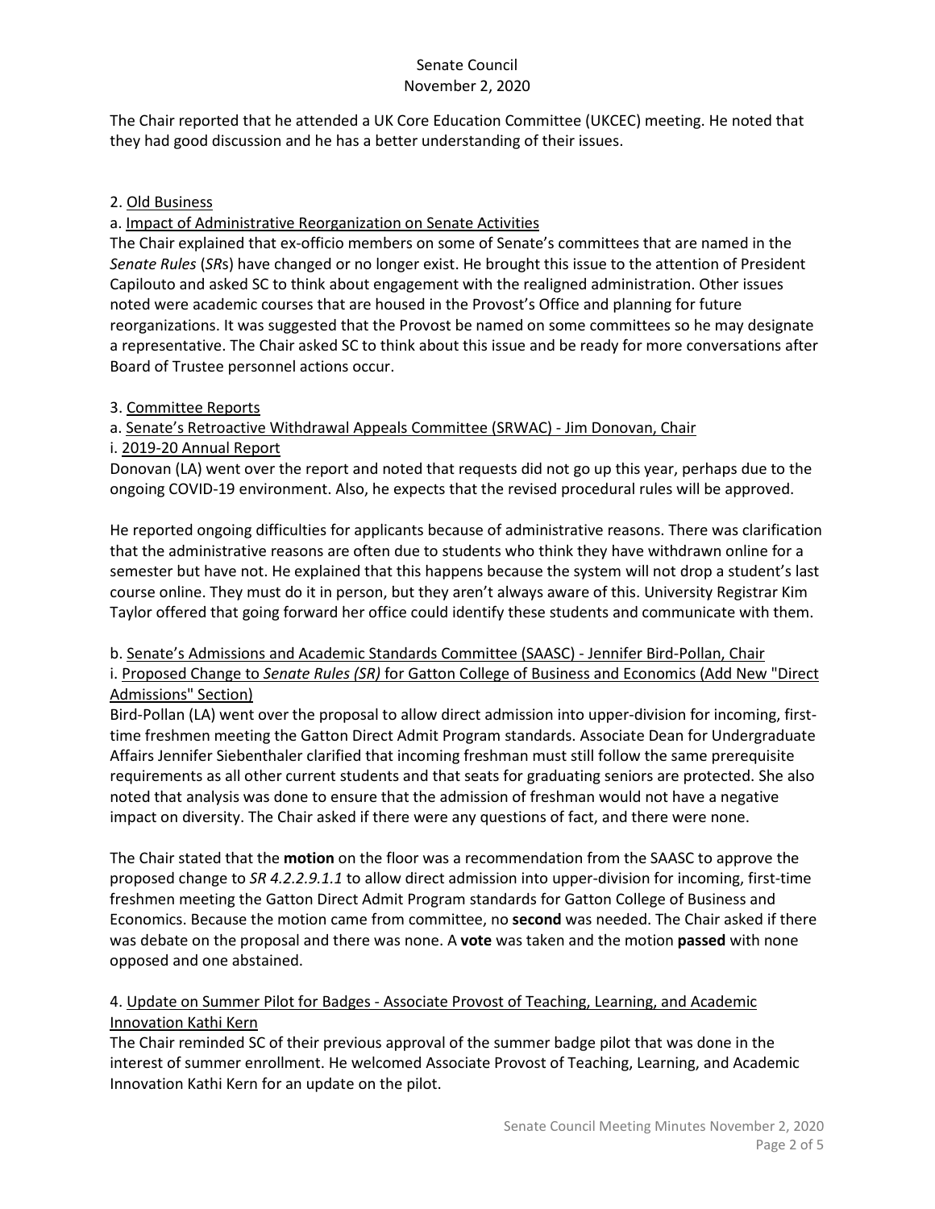The Chair reported that he attended a UK Core Education Committee (UKCEC) meeting. He noted that they had good discussion and he has a better understanding of their issues.

2. <u>Old Business</u>

a. <u>Impact of Administrative Reorganization on Senate Activities</u>

The Chair explained that ex-officio members on some of Senate's committees that are named in the *Senate Rules* (*SR*s) have changed or no longer exist. He brought this issue to the attention of President Capilouto and asked SC to think about engagement with the realigned administration. Other issues noted were academic courses that are housed in the Provost's Office and planning for future reorganizations. It was suggested that the Provost be named on some committees so he may designate a representative. The Chair asked SC to think about this issue and be ready for more conversations after Board of Trustee personnel actions occur.

3. <u>Committee Reports</u>

a. <u>Senate's Retroactive Withdrawal Appeals Committee (SRWAC) - Jim Donovan, Chair</u>

i. <u>2019-20 Annual Report</u>

Donovan (LA) went over the report and noted that requests did not go up this year, perhaps due to the ongoing COVID-19 environment. Also, he expects that the revised procedural rules will be approved.

He reported ongoing difficulties for applicants because of administrative reasons. There was clarification that the administrative reasons are often due to students who think they have withdrawn online for a semester but have not. He explained that this happens because the system will not drop a student's last course online. They must do it in person, but they aren't always aware of this. University Registrar Kim Taylor offered that going forward her office could identify these students and communicate with them.

b. <u>Senate's Admissions and Academic Standards Committee (SAASC) - Jennifer Bird-Pollan, Chair</u>

i. <u>Proposed Change to *Senate Rules (SR)* for Gatton College of Business and Economics (Add New "Direct Admissions" Section)</u>

Bird-Pollan (LA) went over the proposal to allow direct admission into upper-division for incoming, first-time freshmen meeting the Gatton Direct Admit Program standards. Associate Dean for Undergraduate Affairs Jennifer Siebenthaler clarified that incoming freshman must still follow the same prerequisite requirements as all other current students and that seats for graduating seniors are protected. She also noted that analysis was done to ensure that the admission of freshman would not have a negative impact on diversity. The Chair asked if there were any questions of fact, and there were none.

The Chair stated that the **motion** on the floor was a recommendation from the SAASC to approve the proposed change to *SR 4.2.2.9.1.1* to allow direct admission into upper-division for incoming, first-time freshmen meeting the Gatton Direct Admit Program standards for Gatton College of Business and Economics. Because the motion came from committee, no **second** was needed. The Chair asked if there was debate on the proposal and there was none. A **vote** was taken and the motion **passed** with none opposed and one abstained.

4. <u>Update on Summer Pilot for Badges - Associate Provost of Teaching, Learning, and Academic Innovation Kathi Kern</u>

The Chair reminded SC of their previous approval of the summer badge pilot that was done in the interest of summer enrollment. He welcomed Associate Provost of Teaching, Learning, and Academic Innovation Kathi Kern for an update on the pilot.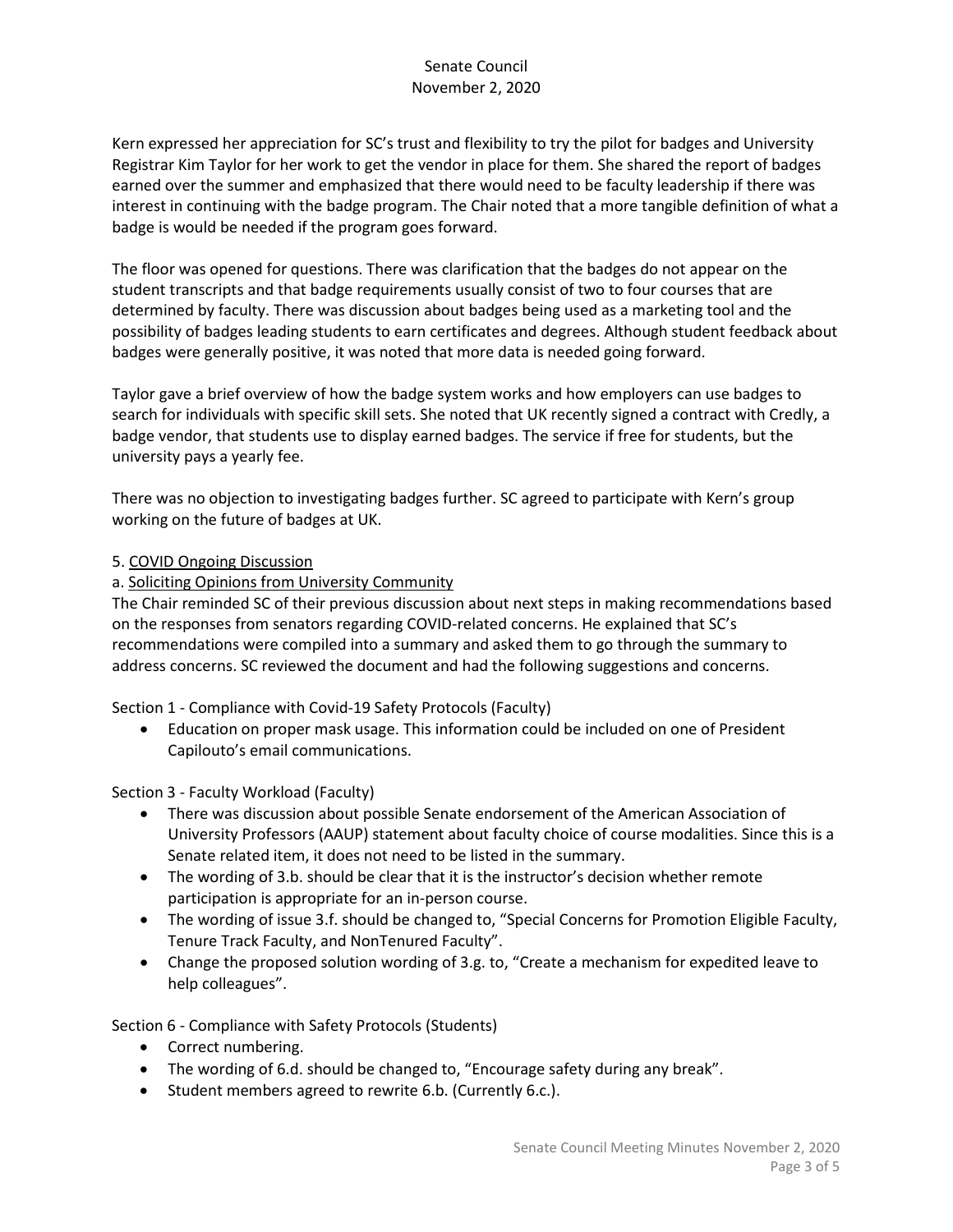Kern expressed her appreciation for SC's trust and flexibility to try the pilot for badges and University Registrar Kim Taylor for her work to get the vendor in place for them. She shared the report of badges earned over the summer and emphasized that there would need to be faculty leadership if there was interest in continuing with the badge program. The Chair noted that a more tangible definition of what a badge is would be needed if the program goes forward.

The floor was opened for questions. There was clarification that the badges do not appear on the student transcripts and that badge requirements usually consist of two to four courses that are determined by faculty. There was discussion about badges being used as a marketing tool and the possibility of badges leading students to earn certificates and degrees. Although student feedback about badges were generally positive, it was noted that more data is needed going forward.

Taylor gave a brief overview of how the badge system works and how employers can use badges to search for individuals with specific skill sets. She noted that UK recently signed a contract with Credly, a badge vendor, that students use to display earned badges. The service if free for students, but the university pays a yearly fee.

There was no objection to investigating badges further. SC agreed to participate with Kern's group working on the future of badges at UK.

5. <u>COVID Ongoing Discussion</u>

a. <u>Soliciting Opinions from University Community</u>

The Chair reminded SC of their previous discussion about next steps in making recommendations based on the responses from senators regarding COVID-related concerns. He explained that SC's recommendations were compiled into a summary and asked them to go through the summary to address concerns. SC reviewed the document and had the following suggestions and concerns.

Section 1 - Compliance with Covid-19 Safety Protocols (Faculty)

- Education on proper mask usage. This information could be included on one of President Capilouto's email communications.

Section 3 - Faculty Workload (Faculty)

- There was discussion about possible Senate endorsement of the American Association of University Professors (AAUP) statement about faculty choice of course modalities. Since this is a Senate related item, it does not need to be listed in the summary.
- The wording of 3.b. should be clear that it is the instructor's decision whether remote participation is appropriate for an in-person course.
- The wording of issue 3.f. should be changed to, "Special Concerns for Promotion Eligible Faculty, Tenure Track Faculty, and NonTenured Faculty".
- Change the proposed solution wording of 3.g. to, "Create a mechanism for expedited leave to help colleagues".

Section 6 - Compliance with Safety Protocols (Students)

- Correct numbering.
- The wording of 6.d. should be changed to, "Encourage safety during any break".
- Student members agreed to rewrite 6.b. (Currently 6.c.).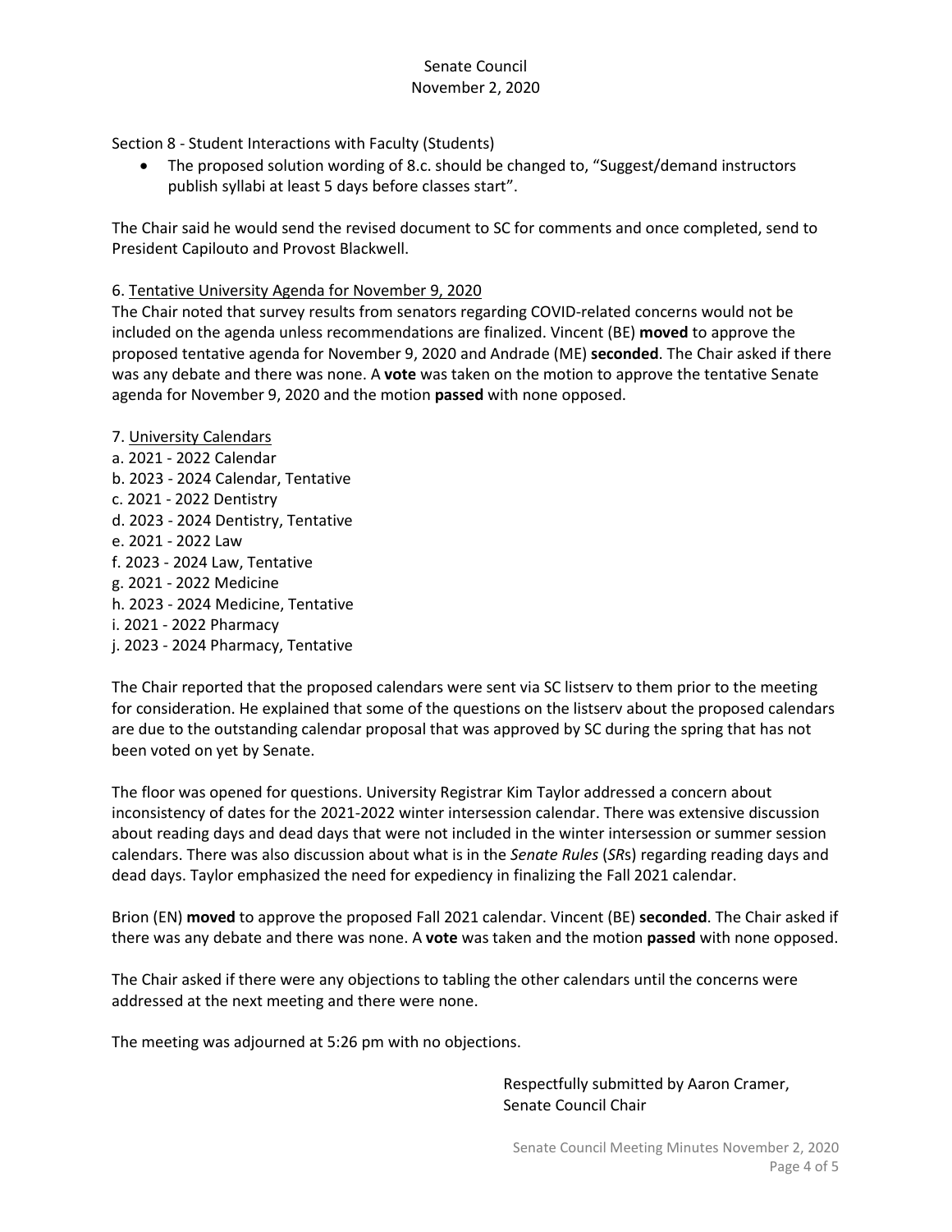Section 8 - Student Interactions with Faculty (Students)

- The proposed solution wording of 8.c. should be changed to, "Suggest/demand instructors publish syllabi at least 5 days before classes start".

The Chair said he would send the revised document to SC for comments and once completed, send to President Capilouto and Provost Blackwell.

6. Tentative University Agenda for November 9, 2020

The Chair noted that survey results from senators regarding COVID-related concerns would not be included on the agenda unless recommendations are finalized. Vincent (BE) **moved** to approve the proposed tentative agenda for November 9, 2020 and Andrade (ME) **seconded**. The Chair asked if there was any debate and there was none. A **vote** was taken on the motion to approve the tentative Senate agenda for November 9, 2020 and the motion **passed** with none opposed.

7. University Calendars

a. 2021 - 2022 Calendar
b. 2023 - 2024 Calendar, Tentative
c. 2021 - 2022 Dentistry
d. 2023 - 2024 Dentistry, Tentative
e. 2021 - 2022 Law
f. 2023 - 2024 Law, Tentative
g. 2021 - 2022 Medicine
h. 2023 - 2024 Medicine, Tentative
i. 2021 - 2022 Pharmacy
j. 2023 - 2024 Pharmacy, Tentative

The Chair reported that the proposed calendars were sent via SC listserv to them prior to the meeting for consideration. He explained that some of the questions on the listserv about the proposed calendars are due to the outstanding calendar proposal that was approved by SC during the spring that has not been voted on yet by Senate.

The floor was opened for questions. University Registrar Kim Taylor addressed a concern about inconsistency of dates for the 2021-2022 winter intersession calendar. There was extensive discussion about reading days and dead days that were not included in the winter intersession or summer session calendars. There was also discussion about what is in the *Senate Rules* (*SR*s) regarding reading days and dead days. Taylor emphasized the need for expediency in finalizing the Fall 2021 calendar.

Brion (EN) **moved** to approve the proposed Fall 2021 calendar. Vincent (BE) **seconded**. The Chair asked if there was any debate and there was none. A **vote** was taken and the motion **passed** with none opposed.

The Chair asked if there were any objections to tabling the other calendars until the concerns were addressed at the next meeting and there were none.

The meeting was adjourned at 5:26 pm with no objections.

Respectfully submitted by Aaron Cramer,
Senate Council Chair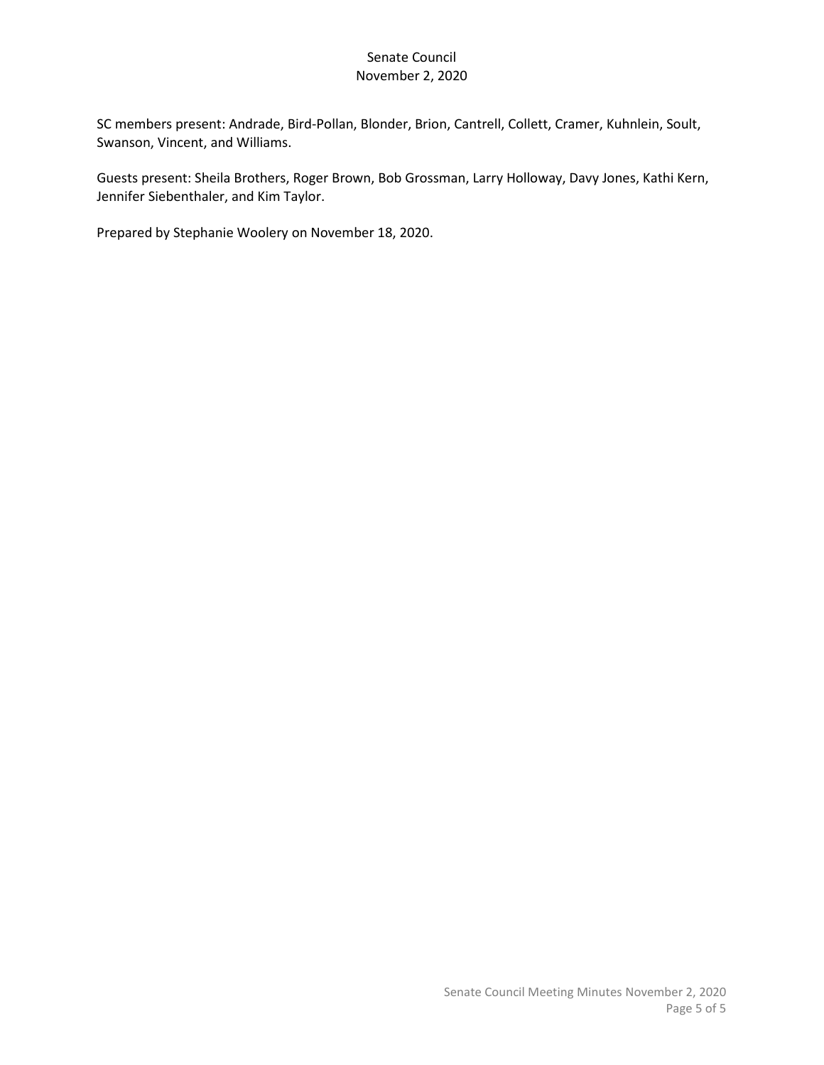SC members present: Andrade, Bird-Pollan, Blonder, Brion, Cantrell, Collett, Cramer, Kuhnlein, Soult, Swanson, Vincent, and Williams.

Guests present: Sheila Brothers, Roger Brown, Bob Grossman, Larry Holloway, Davy Jones, Kathi Kern, Jennifer Siebenthaler, and Kim Taylor.

Prepared by Stephanie Woolery on November 18, 2020.